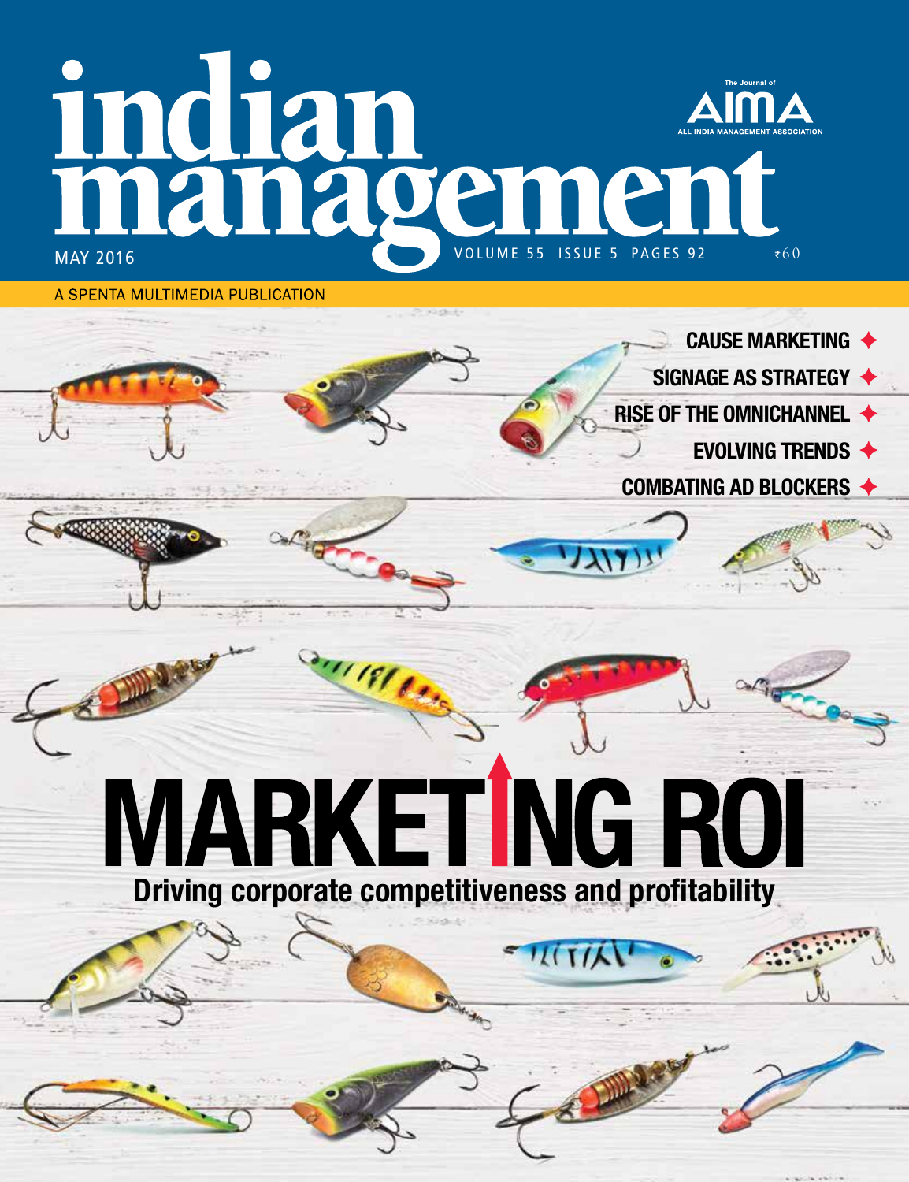# indian management

The Journal of AIMA
ALL INDIA MANAGEMENT ASSOCIATION

MAY 2016 VOLUME 55 ISSUE 5 PAGES 92 ₹60

A SPENTA MULTIMEDIA PUBLICATION

- CAUSE MARKETING
- SIGNAGE AS STRATEGY
- RISE OF THE OMNICHANNEL
- EVOLVING TRENDS
- COMBATING AD BLOCKERS

# MARKETING ROI

**Driving corporate competitiveness and profitability**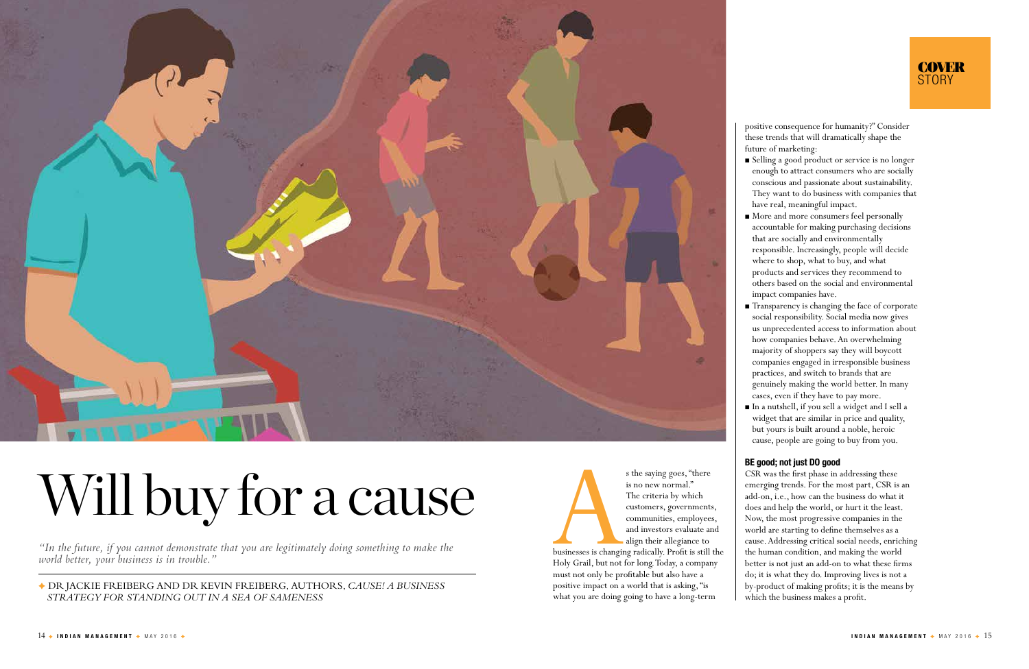COVER STORY

# Will buy for a cause

*"In the future, if you cannot demonstrate that you are legitimately doing something to make the world better, your business is in trouble."*

DR JACKIE FREIBERG AND DR KEVIN FREIBERG, AUTHORS, *CAUSE! A BUSINESS STRATEGY FOR STANDING OUT IN A SEA OF SAMENESS*

As the saying goes, "there is no new normal." The criteria by which customers, governments, communities, employees, and investors evaluate and align their allegiance to businesses is changing radically. Profit is still the Holy Grail, but not for long. Today, a company must not only be profitable but also have a positive impact on a world that is asking, "is what you are doing going to have a long-term positive consequence for humanity?" Consider these trends that will dramatically shape the future of marketing:

- Selling a good product or service is no longer enough to attract consumers who are socially conscious and passionate about sustainability. They want to do business with companies that have real, meaningful impact.
- More and more consumers feel personally accountable for making purchasing decisions that are socially and environmentally responsible. Increasingly, people will decide where to shop, what to buy, and what products and services they recommend to others based on the social and environmental impact companies have.
- Transparency is changing the face of corporate social responsibility. Social media now gives us unprecedented access to information about how companies behave. An overwhelming majority of shoppers say they will boycott companies engaged in irresponsible business practices, and switch to brands that are genuinely making the world better. In many cases, even if they have to pay more.
- In a nutshell, if you sell a widget and I sell a widget that are similar in price and quality, but yours is built around a noble, heroic cause, people are going to buy from you.

### BE good; not just DO good

CSR was the first phase in addressing these emerging trends. For the most part, CSR is an add-on, i.e., how can the business do what it does and help the world, or hurt it the least. Now, the most progressive companies in the world are starting to define themselves as a cause. Addressing critical social needs, enriching the human condition, and making the world better is not just an add-on to what these firms do; it is what they do. Improving lives is not a by-product of making profits; it is the means by which the business makes a profit.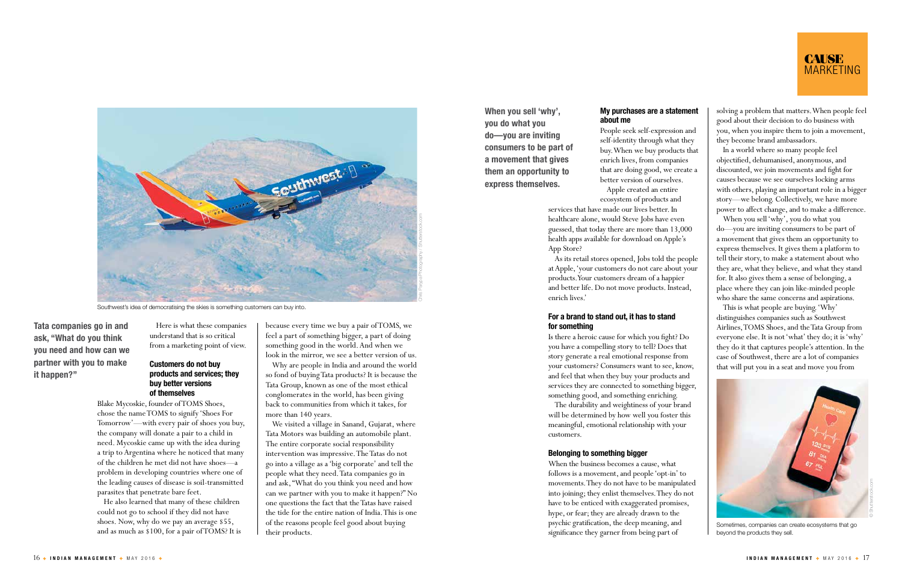Southwest's idea of democratising the skies is something customers can buy into.

**Tata companies go in and ask, "What do you think you need and how can we partner with you to make it happen?"**

Here is what these companies understand that is so critical from a marketing point of view.

### Customers do not buy products and services; they buy better versions of themselves

Blake Mycoskie, founder of TOMS Shoes, chose the name TOMS to signify 'Shoes For Tomorrow'—with every pair of shoes you buy, the company will donate a pair to a child in need. Mycoskie came up with the idea during a trip to Argentina where he noticed that many of the children he met did not have shoes—a problem in developing countries where one of the leading causes of disease is soil-transmitted parasites that penetrate bare feet.

He also learned that many of these children could not go to school if they did not have shoes. Now, why do we pay an average $55, and as much as $100, for a pair of TOMS? It is because every time we buy a pair of TOMS, we feel a part of something bigger, a part of doing something good in the world. And when we look in the mirror, we see a better version of us.

Why are people in India and around the world so fond of buying Tata products? It is because the Tata Group, known as one of the most ethical conglomerates in the world, has been giving back to communities from which it takes, for more than 140 years.

We visited a village in Sanand, Gujarat, where Tata Motors was building an automobile plant. The entire corporate social responsibility intervention was impressive. The Tatas do not go into a village as a 'big corporate' and tell the people what they need. Tata companies go in and ask, "What do you think you need and how can we partner with you to make it happen?" No one questions the fact that the Tatas have raised the tide for the entire nation of India. This is one of the reasons people feel good about buying their products.

**When you sell 'why', you do what you do—you are inviting consumers to be part of a movement that gives them an opportunity to express themselves.**

### My purchases are a statement about me

People seek self-expression and self-identity through what they buy. When we buy products that enrich lives, from companies that are doing good, we create a better version of ourselves.

Apple created an entire ecosystem of products and services that have made our lives better. In healthcare alone, would Steve Jobs have even guessed, that today there are more than 13,000 health apps available for download on Apple's App Store?

As its retail stores opened, Jobs told the people at Apple, 'your customers do not care about your products. Your customers dream of a happier and better life. Do not move products. Instead, enrich lives.'

### For a brand to stand out, it has to stand for something

Is there a heroic cause for which you fight? Do you have a compelling story to tell? Does that story generate a real emotional response from your customers? Consumers want to see, know, and feel that when they buy your products and services they are connected to something bigger, something good, and something enriching.

The durability and weightiness of your brand will be determined by how well you foster this meaningful, emotional relationship with your customers.

### Belonging to something bigger

When the business becomes a cause, what follows is a movement, and people 'opt-in' to movements. They do not have to be manipulated into joining; they enlist themselves. They do not have to be enticed with exaggerated promises, hype, or fear; they are already drawn to the psychic gratification, the deep meaning, and significance they garner from being part of solving a problem that matters. When people feel good about their decision to do business with you, when you inspire them to join a movement, they become brand ambassadors.

In a world where so many people feel objectified, dehumanised, anonymous, and discounted, we join movements and fight for causes because we see ourselves locking arms with others, playing an important role in a bigger story—we belong. Collectively, we have more power to affect change, and to make a difference.

When you sell 'why', you do what you do—you are inviting consumers to be part of a movement that gives them an opportunity to express themselves. It gives them a platform to tell their story, to make a statement about who they are, what they believe, and what they stand for. It also gives them a sense of belonging, a place where they can join like-minded people who share the same concerns and aspirations.

This is what people are buying. 'Why' distinguishes companies such as Southwest Airlines, TOMS Shoes, and the Tata Group from everyone else. It is not 'what' they do; it is 'why' they do it that captures people's attention. In the case of Southwest, there are a lot of companies that will put you in a seat and move you from

Sometimes, companies can create ecosystems that go beyond the products they sell.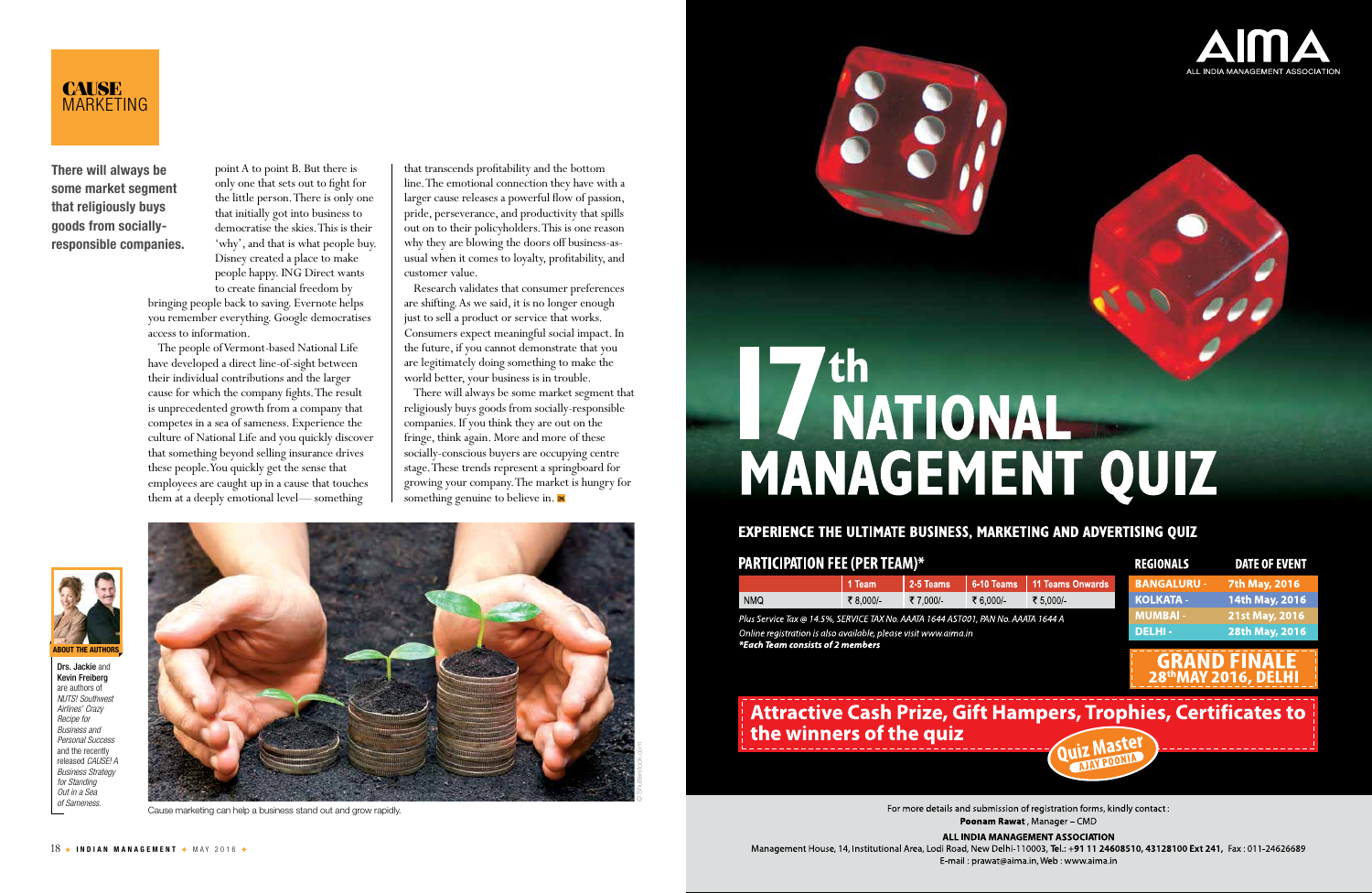## CAUSE MARKETING

**There will always be some market segment that religiously buys goods from socially-responsible companies.**

point A to point B. But there is only one that sets out to fight for the little person. There is only one that initially got into business to democratise the skies. This is their 'why', and that is what people buy. Disney created a place to make people happy. ING Direct wants to create financial freedom by bringing people back to saving. Evernote helps you remember everything. Google democratises access to information.

The people of Vermont-based National Life have developed a direct line-of-sight between their individual contributions and the larger cause for which the company fights. The result is unprecedented growth from a company that competes in a sea of sameness. Experience the culture of National Life and you quickly discover that something beyond selling insurance drives these people. You quickly get the sense that employees are caught up in a cause that touches them at a deeply emotional level— something that transcends profitability and the bottom line. The emotional connection they have with a larger cause releases a powerful flow of passion, pride, perseverance, and productivity that spills out on to their policyholders. This is one reason why they are blowing the doors off business-as-usual when it comes to loyalty, profitability, and customer value.

Research validates that consumer preferences are shifting. As we said, it is no longer enough just to sell a product or service that works. Consumers expect meaningful social impact. In the future, if you cannot demonstrate that you are legitimately doing something to make the world better, your business is in trouble.

There will always be some market segment that religiously buys goods from socially-responsible companies. If you think they are out on the fringe, think again. More and more of these socially-conscious buyers are occupying centre stage. These trends represent a springboard for growing your company. The market is hungry for something genuine to believe in.

**ABOUT THE AUTHORS**

**Drs. Jackie** and **Kevin Freiberg** are authors of *NUTS! Southwest Airlines' Crazy Recipe for Business and Personal Success* and the recently released *CAUSE! A Business Strategy for Standing Out in a Sea of Sameness.*

Cause marketing can help a business stand out and grow rapidly.

---

AIMA
ALL INDIA MANAGEMENT ASSOCIATION

# 17th NATIONAL MANAGEMENT QUIZ

## EXPERIENCE THE ULTIMATE BUSINESS, MARKETING AND ADVERTISING QUIZ

### PARTICIPATION FEE (PER TEAM)*

| | 1 Team | 2-5 Teams | 6-10 Teams | 11 Teams Onwards |
|---|---|---|---|---|
| NMQ | ₹ 8,000/- | ₹ 7,000/- | ₹ 6,000/- | ₹ 5,000/- |

*Plus Service Tax @ 14.5%, SERVICE TAX No. AAATA 1644 AST001, PAN No. AAATA 1644 A*

*Online registration is also available, please visit www.aima.in*

***Each Team consists of 2 members***

| REGIONALS | DATE OF EVENT |
|---|---|
| BANGALURU - | 7th May, 2016 |
| KOLKATA - | 14th May, 2016 |
| MUMBAI - | 21st May, 2016 |
| DELHI - | 28th May, 2016 |

**GRAND FINALE 28th MAY 2016, DELHI**

**Attractive Cash Prize, Gift Hampers, Trophies, Certificates to the winners of the quiz**

Quiz Master AJAY POONIA

For more details and submission of registration forms, kindly contact:
**Poonam Rawat**, Manager – CMD

**ALL INDIA MANAGEMENT ASSOCIATION**
Management House, 14, Institutional Area, Lodi Road, New Delhi-110003, **Tel.: +91 11 24608510, 43128100 Ext 241,** Fax : 011-24626689
E-mail : prawat@aima.in, Web : www.aima.in